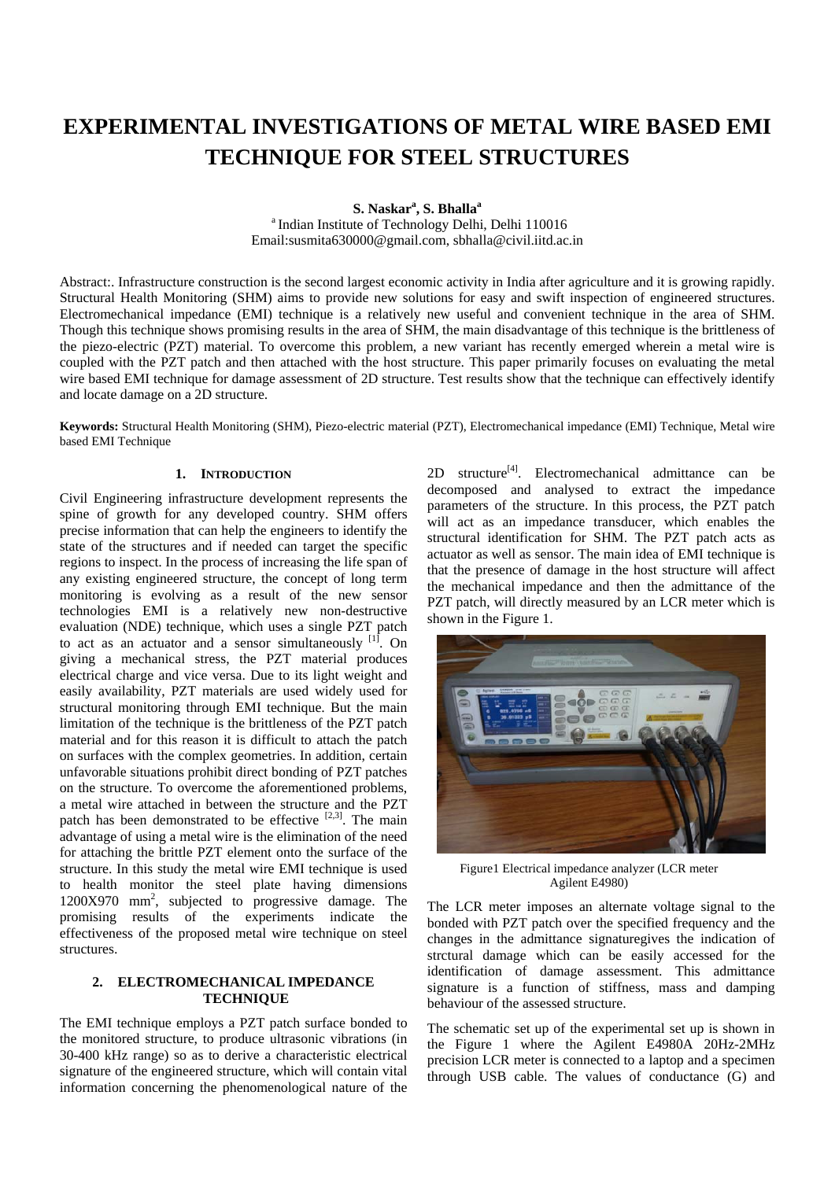# EXPERIMENTAL INVESTIGATIONS OF METAL WIRE BASED EMI TECHNIQUE FOR STEEL STRUCTURES

**S. Naskar[a], S. Bhalla[a]**

[a] Indian Institute of Technology Delhi, Delhi 110016
Email:susmita630000@gmail.com, sbhalla@civil.iitd.ac.in

Abstract:. Infrastructure construction is the second largest economic activity in India after agriculture and it is growing rapidly. Structural Health Monitoring (SHM) aims to provide new solutions for easy and swift inspection of engineered structures. Electromechanical impedance (EMI) technique is a relatively new useful and convenient technique in the area of SHM. Though this technique shows promising results in the area of SHM, the main disadvantage of this technique is the brittleness of the piezo-electric (PZT) material. To overcome this problem, a new variant has recently emerged wherein a metal wire is coupled with the PZT patch and then attached with the host structure. This paper primarily focuses on evaluating the metal wire based EMI technique for damage assessment of 2D structure. Test results show that the technique can effectively identify and locate damage on a 2D structure.

**Keywords:** Structural Health Monitoring (SHM), Piezo-electric material (PZT), Electromechanical impedance (EMI) Technique, Metal wire based EMI Technique

## 1. INTRODUCTION

Civil Engineering infrastructure development represents the spine of growth for any developed country. SHM offers precise information that can help the engineers to identify the state of the structures and if needed can target the specific regions to inspect. In the process of increasing the life span of any existing engineered structure, the concept of long term monitoring is evolving as a result of the new sensor technologies EMI is a relatively new non-destructive evaluation (NDE) technique, which uses a single PZT patch to act as an actuator and a sensor simultaneously [1]. On giving a mechanical stress, the PZT material produces electrical charge and vice versa. Due to its light weight and easily availability, PZT materials are used widely for structural monitoring through EMI technique. But the main limitation of the technique is the brittleness of the PZT patch material and for this reason it is difficult to attach the patch on surfaces with the complex geometries. In addition, certain unfavorable situations prohibit direct bonding of PZT patches on the structure. To overcome the aforementioned problems, a metal wire attached in between the structure and the PZT patch has been demonstrated to be effective [2,3]. The main advantage of using a metal wire is the elimination of the need for attaching the brittle PZT element onto the surface of the structure. In this study the metal wire EMI technique is used to health monitor the steel plate having dimensions 1200X970 mm$^2$, subjected to progressive damage. The promising results of the experiments indicate the effectiveness of the proposed metal wire technique on steel structures.

## 2. ELECTROMECHANICAL IMPEDANCE TECHNIQUE

The EMI technique employs a PZT patch surface bonded to the monitored structure, to produce ultrasonic vibrations (in 30-400 kHz range) so as to derive a characteristic electrical signature of the engineered structure, which will contain vital information concerning the phenomenological nature of the 2D structure[4]. Electromechanical admittance can be decomposed and analysed to extract the impedance parameters of the structure. In this process, the PZT patch will act as an impedance transducer, which enables the structural identification for SHM. The PZT patch acts as actuator as well as sensor. The main idea of EMI technique is that the presence of damage in the host structure will affect the mechanical impedance and then the admittance of the PZT patch, will directly measured by an LCR meter which is shown in the Figure 1.

Figure1 Electrical impedance analyzer (LCR meter Agilent E4980)

The LCR meter imposes an alternate voltage signal to the bonded with PZT patch over the specified frequency and the changes in the admittance signaturegives the indication of strctural damage which can be easily accessed for the identification of damage assessment. This admittance signature is a function of stiffness, mass and damping behaviour of the assessed structure.

The schematic set up of the experimental set up is shown in the Figure 1 where the Agilent E4980A 20Hz-2MHz precision LCR meter is connected to a laptop and a specimen through USB cable. The values of conductance (G) and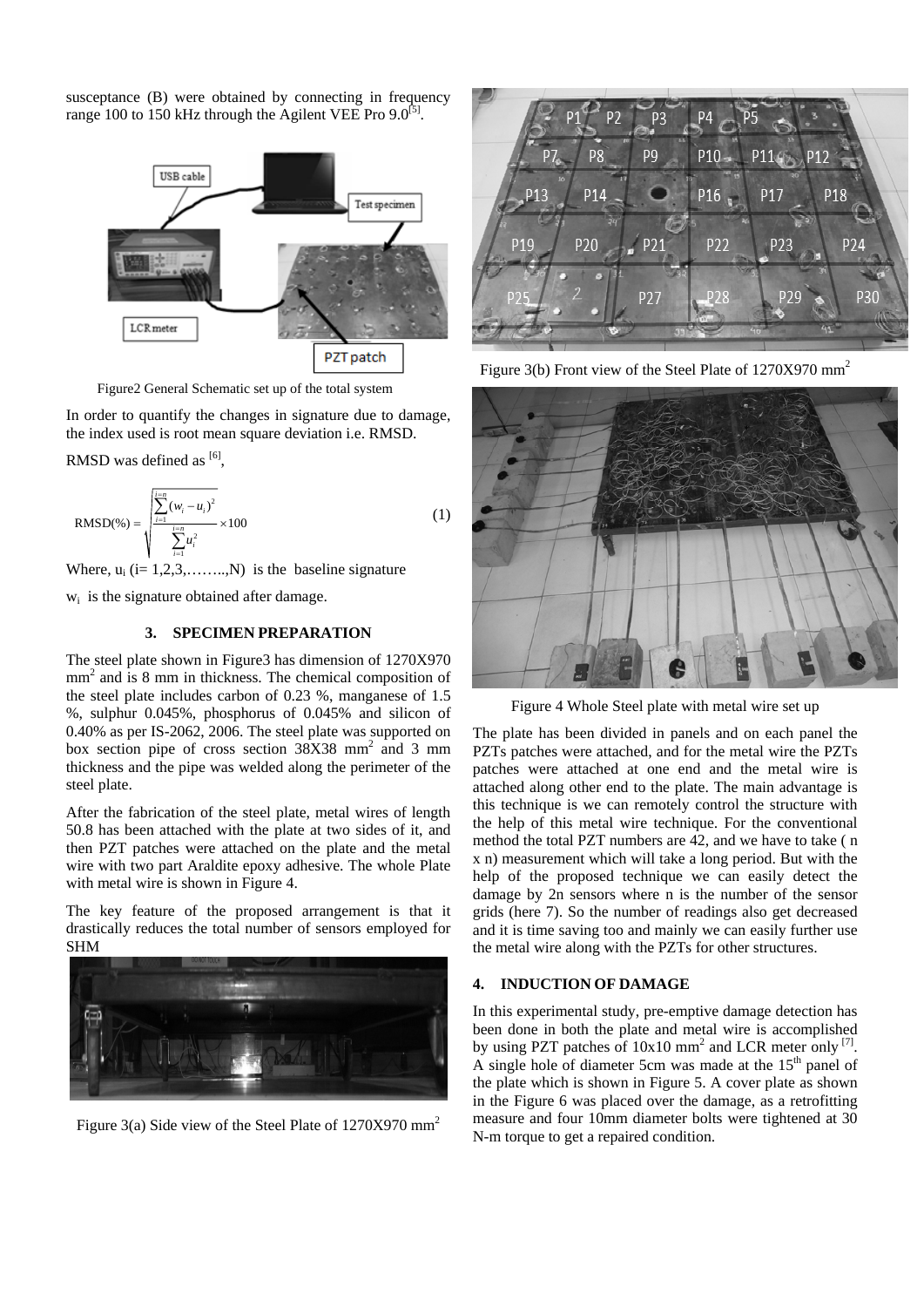susceptance (B) were obtained by connecting in frequency range 100 to 150 kHz through the Agilent VEE Pro 9.0[5].

Figure2 General Schematic set up of the total system

In order to quantify the changes in signature due to damage, the index used is root mean square deviation i.e. RMSD.

RMSD was defined as [6],

$$\text{RMSD}(\%) = \sqrt{\frac{\sum_{i=1}^{i=n}(w_i - u_i)^2}{\sum_{i=1}^{i=n} u_i^2}} \times 100 \tag{1}$$

Where, $u_i$ (i= 1,2,3,……..,N) is the baseline signature

$w_i$ is the signature obtained after damage.

## 3. SPECIMEN PREPARATION

The steel plate shown in Figure3 has dimension of 1270X970 mm$^2$ and is 8 mm in thickness. The chemical composition of the steel plate includes carbon of 0.23 %, manganese of 1.5 %, sulphur 0.045%, phosphorus of 0.045% and silicon of 0.40% as per IS-2062, 2006. The steel plate was supported on box section pipe of cross section 38X38 mm$^2$ and 3 mm thickness and the pipe was welded along the perimeter of the steel plate.

After the fabrication of the steel plate, metal wires of length 50.8 has been attached with the plate at two sides of it, and then PZT patches were attached on the plate and the metal wire with two part Araldite epoxy adhesive. The whole Plate with metal wire is shown in Figure 4.

The key feature of the proposed arrangement is that it drastically reduces the total number of sensors employed for SHM

Figure 3(a) Side view of the Steel Plate of 1270X970 mm$^2$

Figure 3(b) Front view of the Steel Plate of 1270X970 mm$^2$

Figure 4 Whole Steel plate with metal wire set up

The plate has been divided in panels and on each panel the PZTs patches were attached, and for the metal wire the PZTs patches were attached at one end and the metal wire is attached along other end to the plate. The main advantage is this technique is we can remotely control the structure with the help of this metal wire technique. For the conventional method the total PZT numbers are 42, and we have to take ( n x n) measurement which will take a long period. But with the help of the proposed technique we can easily detect the damage by 2n sensors where n is the number of the sensor grids (here 7). So the number of readings also get decreased and it is time saving too and mainly we can easily further use the metal wire along with the PZTs for other structures.

## 4. INDUCTION OF DAMAGE

In this experimental study, pre-emptive damage detection has been done in both the plate and metal wire is accomplished by using PZT patches of 10x10 mm$^2$ and LCR meter only [7]. A single hole of diameter 5cm was made at the 15$^{th}$ panel of the plate which is shown in Figure 5. A cover plate as shown in the Figure 6 was placed over the damage, as a retrofitting measure and four 10mm diameter bolts were tightened at 30 N-m torque to get a repaired condition.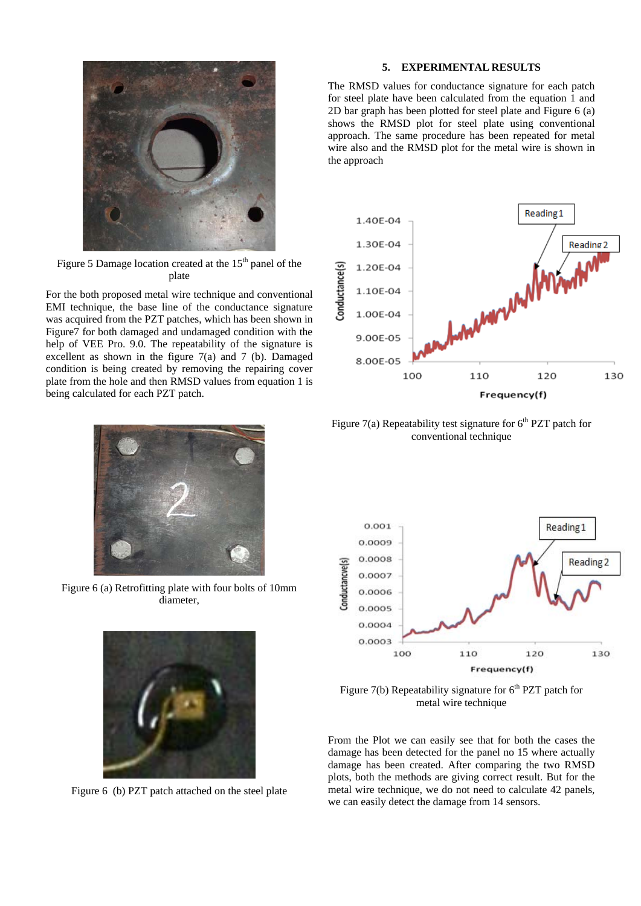Figure 5 Damage location created at the 15th panel of the plate

For the both proposed metal wire technique and conventional EMI technique, the base line of the conductance signature was acquired from the PZT patches, which has been shown in Figure7 for both damaged and undamaged condition with the help of VEE Pro. 9.0. The repeatability of the signature is excellent as shown in the figure 7(a) and 7 (b). Damaged condition is being created by removing the repairing cover plate from the hole and then RMSD values from equation 1 is being calculated for each PZT patch.

Figure 6 (a) Retrofitting plate with four bolts of 10mm diameter,

Figure 6 (b) PZT patch attached on the steel plate

## 5. EXPERIMENTAL RESULTS

The RMSD values for conductance signature for each patch for steel plate have been calculated from the equation 1 and 2D bar graph has been plotted for steel plate and Figure 6 (a) shows the RMSD plot for steel plate using conventional approach. The same procedure has been repeated for metal wire also and the RMSD plot for the metal wire is shown in the approach

Figure 7(a) Repeatability test signature for 6th PZT patch for conventional technique

Figure 7(b) Repeatability signature for 6th PZT patch for metal wire technique

From the Plot we can easily see that for both the cases the damage has been detected for the panel no 15 where actually damage has been created. After comparing the two RMSD plots, both the methods are giving correct result. But for the metal wire technique, we do not need to calculate 42 panels, we can easily detect the damage from 14 sensors.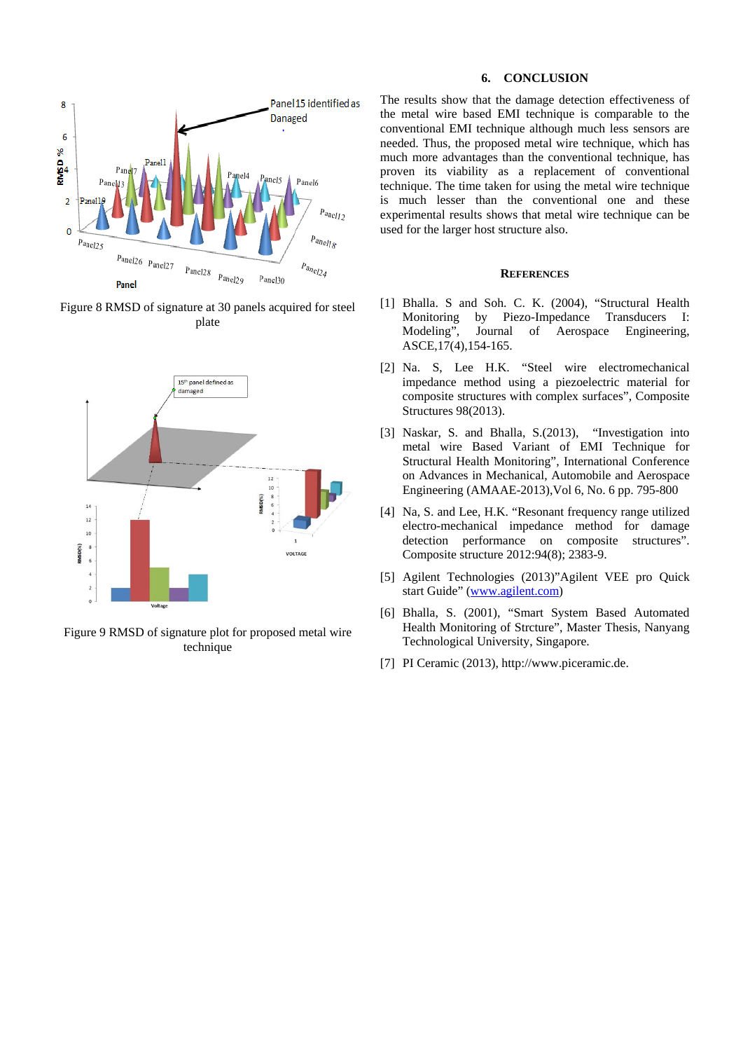8

6

RMSD %

4

2

0

Panel15 identified as Danaged

Panel1

Panel7

Panel13

Panel19

Panel4

Panel5

Panel6

Panel12

Panel18

Panel24

Panel25

Panel26

Panel27

Panel28

Panel29

Panel30

Panel

Figure 8 RMSD of signature at 30 panels acquired for steel plate

15th panel defined as damaged

RMSD(%)

14
12
10
8
6
4
2
0

Voltage

RMSD(%)

12
10
8
6
4
2
0

1

VOLTAGE

Figure 9 RMSD of signature plot for proposed metal wire technique

## 6. CONCLUSION

The results show that the damage detection effectiveness of the metal wire based EMI technique is comparable to the conventional EMI technique although much less sensors are needed. Thus, the proposed metal wire technique, which has much more advantages than the conventional technique, has proven its viability as a replacement of conventional technique. The time taken for using the metal wire technique is much lesser than the conventional one and these experimental results shows that metal wire technique can be used for the larger host structure also.

## REFERENCES

[1] Bhalla. S and Soh. C. K. (2004), "Structural Health Monitoring by Piezo-Impedance Transducers I: Modeling", Journal of Aerospace Engineering, ASCE,17(4),154-165.

[2] Na. S, Lee H.K. "Steel wire electromechanical impedance method using a piezoelectric material for composite structures with complex surfaces", Composite Structures 98(2013).

[3] Naskar, S. and Bhalla, S.(2013), "Investigation into metal wire Based Variant of EMI Technique for Structural Health Monitoring", International Conference on Advances in Mechanical, Automobile and Aerospace Engineering (AMAAE-2013),Vol 6, No. 6 pp. 795-800

[4] Na, S. and Lee, H.K. "Resonant frequency range utilized electro-mechanical impedance method for damage detection performance on composite structures". Composite structure 2012:94(8); 2383-9.

[5] Agilent Technologies (2013)"Agilent VEE pro Quick start Guide" (www.agilent.com)

[6] Bhalla, S. (2001), "Smart System Based Automated Health Monitoring of Strcture", Master Thesis, Nanyang Technological University, Singapore.

[7] PI Ceramic (2013), http://www.piceramic.de.